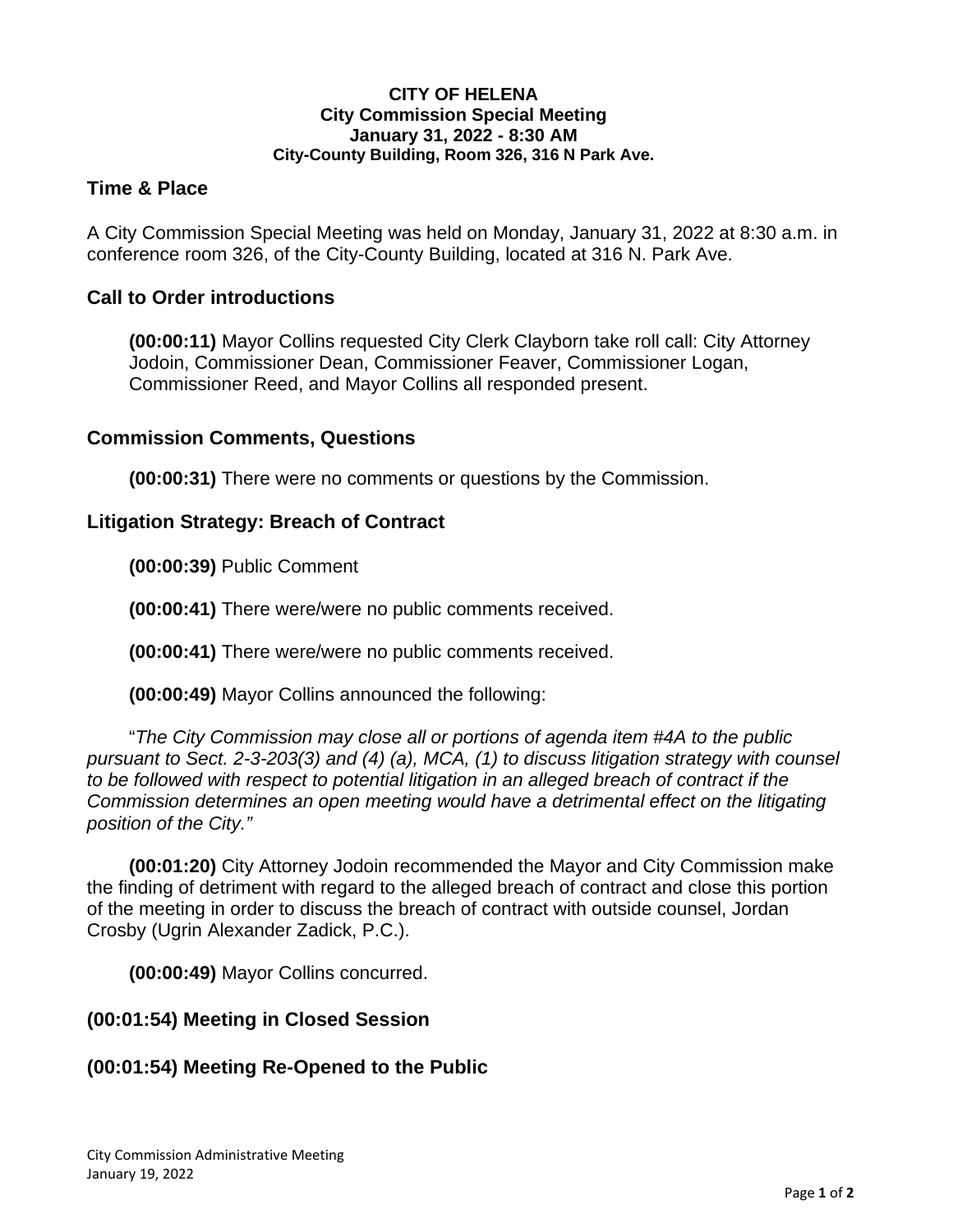**CITY OF HELENA**
**City Commission Special Meeting**
**January 31, 2022 - 8:30 AM**
**City-County Building, Room 326, 316 N Park Ave.**

## Time & Place

A City Commission Special Meeting was held on Monday, January 31, 2022 at 8:30 a.m. in conference room 326, of the City-County Building, located at 316 N. Park Ave.

## Call to Order introductions

**(00:00:11)** Mayor Collins requested City Clerk Clayborn take roll call: City Attorney Jodoin, Commissioner Dean, Commissioner Feaver, Commissioner Logan, Commissioner Reed, and Mayor Collins all responded present.

## Commission Comments, Questions

**(00:00:31)** There were no comments or questions by the Commission.

## Litigation Strategy: Breach of Contract

**(00:00:39)** Public Comment

**(00:00:41)** There were/were no public comments received.

**(00:00:41)** There were/were no public comments received.

**(00:00:49)** Mayor Collins announced the following:

"*The City Commission may close all or portions of agenda item #4A to the public pursuant to Sect. 2-3-203(3) and (4) (a), MCA, (1) to discuss litigation strategy with counsel to be followed with respect to potential litigation in an alleged breach of contract if the Commission determines an open meeting would have a detrimental effect on the litigating position of the City.*"

**(00:01:20)** City Attorney Jodoin recommended the Mayor and City Commission make the finding of detriment with regard to the alleged breach of contract and close this portion of the meeting in order to discuss the breach of contract with outside counsel, Jordan Crosby (Ugrin Alexander Zadick, P.C.).

**(00:00:49)** Mayor Collins concurred.

## (00:01:54) Meeting in Closed Session

## (00:01:54) Meeting Re-Opened to the Public

City Commission Administrative Meeting
January 19, 2022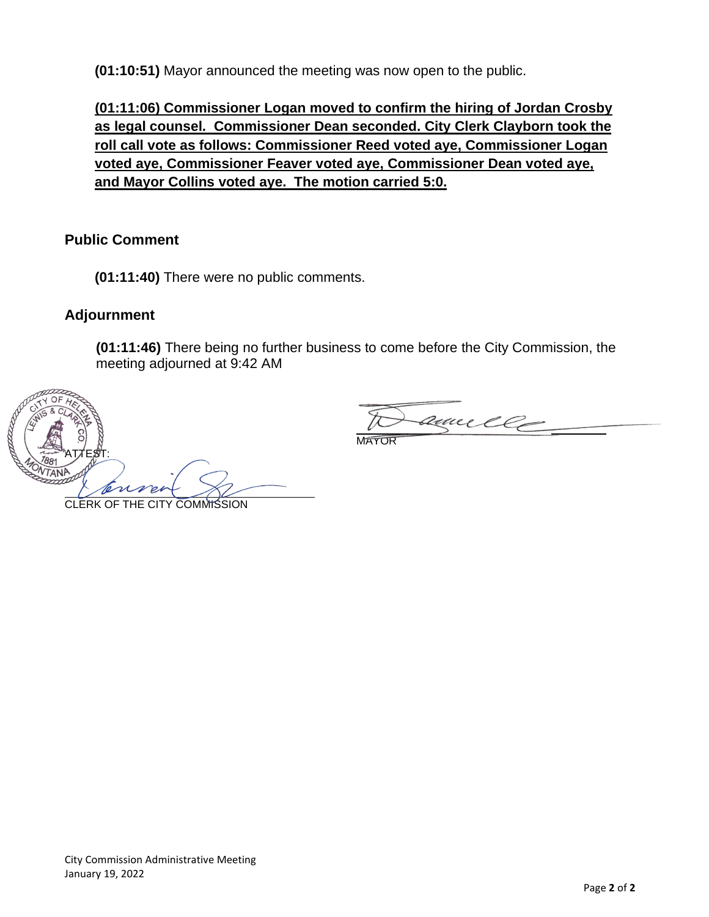**(01:10:51)** Mayor announced the meeting was now open to the public.

**(01:11:06) Commissioner Logan moved to confirm the hiring of Jordan Crosby as legal counsel. Commissioner Dean seconded. City Clerk Clayborn took the roll call vote as follows: Commissioner Reed voted aye, Commissioner Logan voted aye, Commissioner Feaver voted aye, Commissioner Dean voted aye, and Mayor Collins voted aye. The motion carried 5:0.**

## Public Comment

**(01:11:40)** There were no public comments.

## Adjournment

**(01:11:46)** There being no further business to come before the City Commission, the meeting adjourned at 9:42 AM

MAYOR

ATTEST:

CLERK OF THE CITY COMMISSION

City Commission Administrative Meeting
January 19, 2022